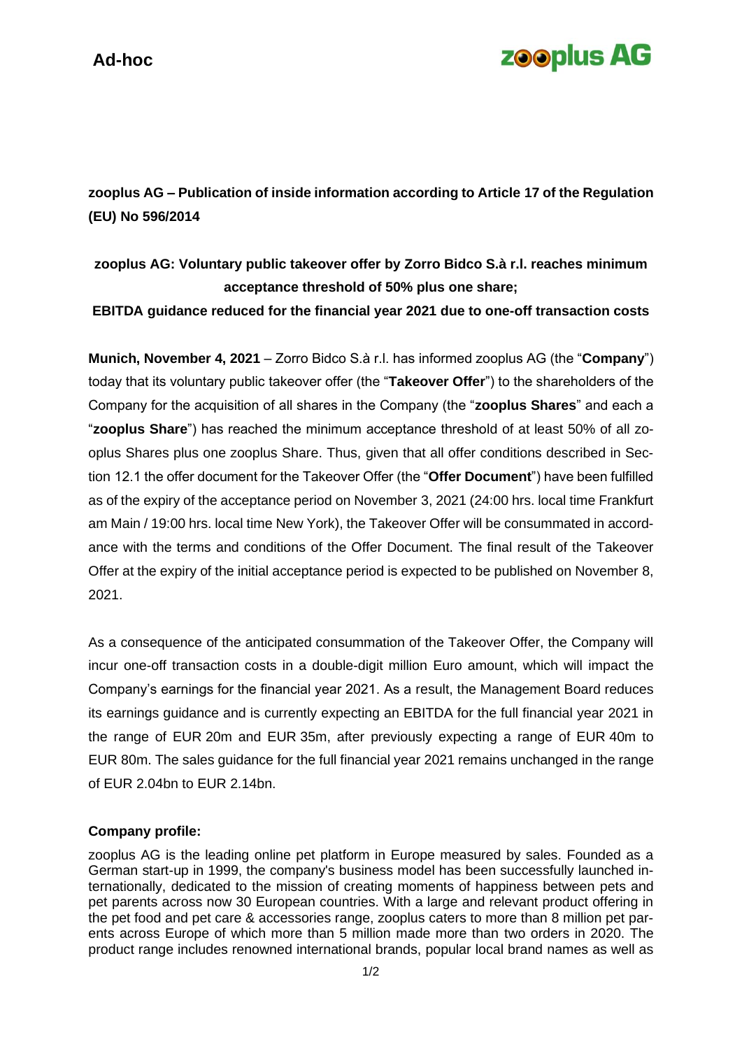**Ad-hoc**

**zooplus AG**

**zooplus AG – Publication of inside information according to Article 17 of the Regulation (EU) No 596/2014**

**zooplus AG: Voluntary public takeover offer by Zorro Bidco S.à r.l. reaches minimum acceptance threshold of 50% plus one share;**

**EBITDA guidance reduced for the financial year 2021 due to one-off transaction costs**

**Munich, November 4, 2021** – Zorro Bidco S.à r.l. has informed zooplus AG (the "**Company**") today that its voluntary public takeover offer (the "**Takeover Offer**") to the shareholders of the Company for the acquisition of all shares in the Company (the "**zooplus Shares**" and each a "**zooplus Share**") has reached the minimum acceptance threshold of at least 50% of all zooplus Shares plus one zooplus Share. Thus, given that all offer conditions described in Section 12.1 the offer document for the Takeover Offer (the "**Offer Document**") have been fulfilled as of the expiry of the acceptance period on November 3, 2021 (24:00 hrs. local time Frankfurt am Main / 19:00 hrs. local time New York), the Takeover Offer will be consummated in accordance with the terms and conditions of the Offer Document. The final result of the Takeover Offer at the expiry of the initial acceptance period is expected to be published on November 8, 2021.

As a consequence of the anticipated consummation of the Takeover Offer, the Company will incur one-off transaction costs in a double-digit million Euro amount, which will impact the Company's earnings for the financial year 2021. As a result, the Management Board reduces its earnings guidance and is currently expecting an EBITDA for the full financial year 2021 in the range of EUR 20m and EUR 35m, after previously expecting a range of EUR 40m to EUR 80m. The sales guidance for the full financial year 2021 remains unchanged in the range of EUR 2.04bn to EUR 2.14bn.

**Company profile:**

zooplus AG is the leading online pet platform in Europe measured by sales. Founded as a German start-up in 1999, the company's business model has been successfully launched internationally, dedicated to the mission of creating moments of happiness between pets and pet parents across now 30 European countries. With a large and relevant product offering in the pet food and pet care & accessories range, zooplus caters to more than 8 million pet parents across Europe of which more than 5 million made more than two orders in 2020. The product range includes renowned international brands, popular local brand names as well as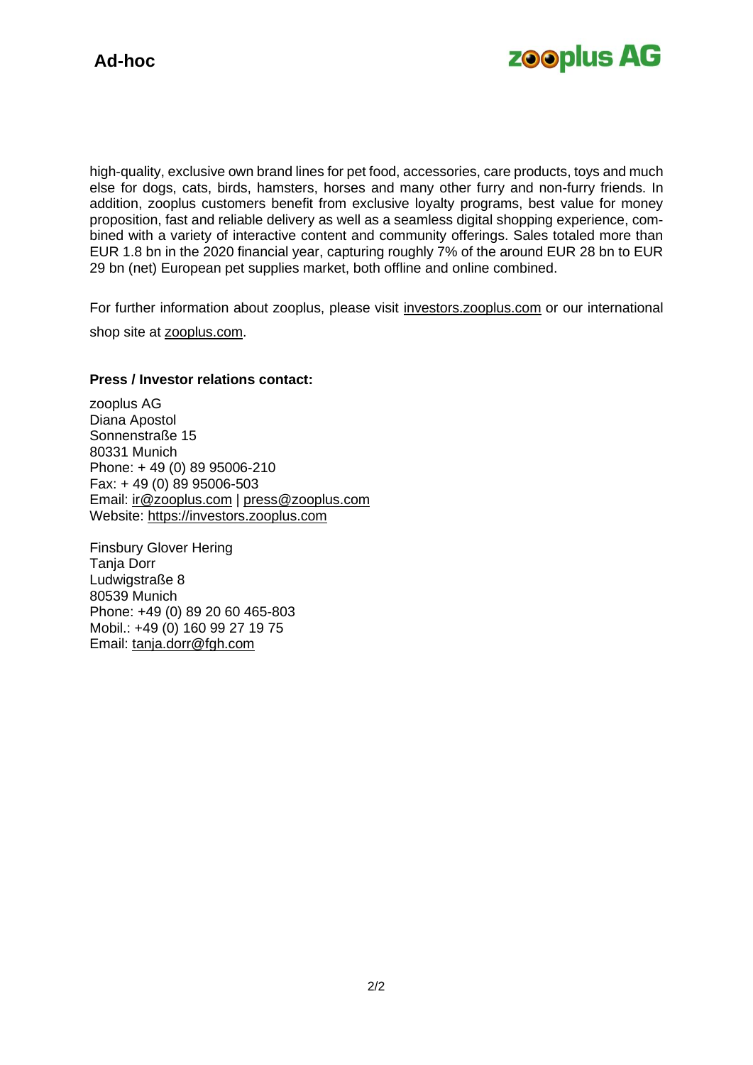high-quality, exclusive own brand lines for pet food, accessories, care products, toys and much else for dogs, cats, birds, hamsters, horses and many other furry and non-furry friends. In addition, zooplus customers benefit from exclusive loyalty programs, best value for money proposition, fast and reliable delivery as well as a seamless digital shopping experience, combined with a variety of interactive content and community offerings. Sales totaled more than EUR 1.8 bn in the 2020 financial year, capturing roughly 7% of the around EUR 28 bn to EUR 29 bn (net) European pet supplies market, both offline and online combined.

For further information about zooplus, please visit investors.zooplus.com or our international shop site at zooplus.com.

**Press / Investor relations contact:**

zooplus AG
Diana Apostol
Sonnenstraße 15
80331 Munich
Phone: + 49 (0) 89 95006-210
Fax: + 49 (0) 89 95006-503
Email: ir@zooplus.com | press@zooplus.com
Website: https://investors.zooplus.com

Finsbury Glover Hering
Tanja Dorr
Ludwigstraße 8
80539 Munich
Phone: +49 (0) 89 20 60 465-803
Mobil.: +49 (0) 160 99 27 19 75
Email: tanja.dorr@fgh.com